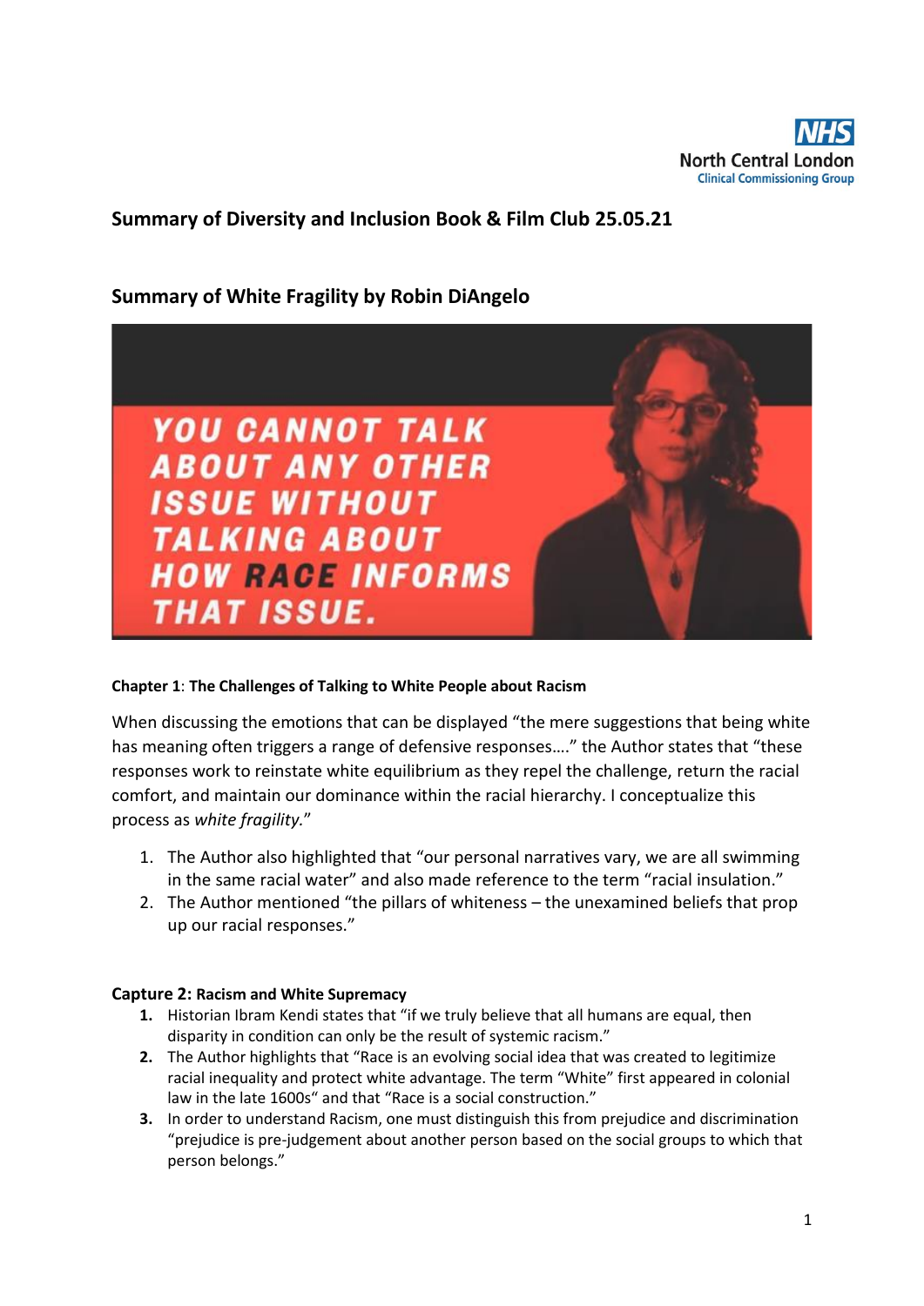## Summary of Diversity and Inclusion Book & Film Club 25.05.21

## Summary of White Fragility by Robin DiAngelo

**Chapter 1**: **The Challenges of Talking to White People about Racism**

When discussing the emotions that can be displayed "the mere suggestions that being white has meaning often triggers a range of defensive responses…." the Author states that "these responses work to reinstate white equilibrium as they repel the challenge, return the racial comfort, and maintain our dominance within the racial hierarchy. I conceptualize this process as *white fragility.*"

1. The Author also highlighted that "our personal narratives vary, we are all swimming in the same racial water" and also made reference to the term "racial insulation."
2. The Author mentioned "the pillars of whiteness – the unexamined beliefs that prop up our racial responses."

**Capture 2: Racism and White Supremacy**

1. Historian Ibram Kendi states that "if we truly believe that all humans are equal, then disparity in condition can only be the result of systemic racism."
2. The Author highlights that "Race is an evolving social idea that was created to legitimize racial inequality and protect white advantage. The term "White" first appeared in colonial law in the late 1600s" and that "Race is a social construction."
3. In order to understand Racism, one must distinguish this from prejudice and discrimination "prejudice is pre-judgement about another person based on the social groups to which that person belongs."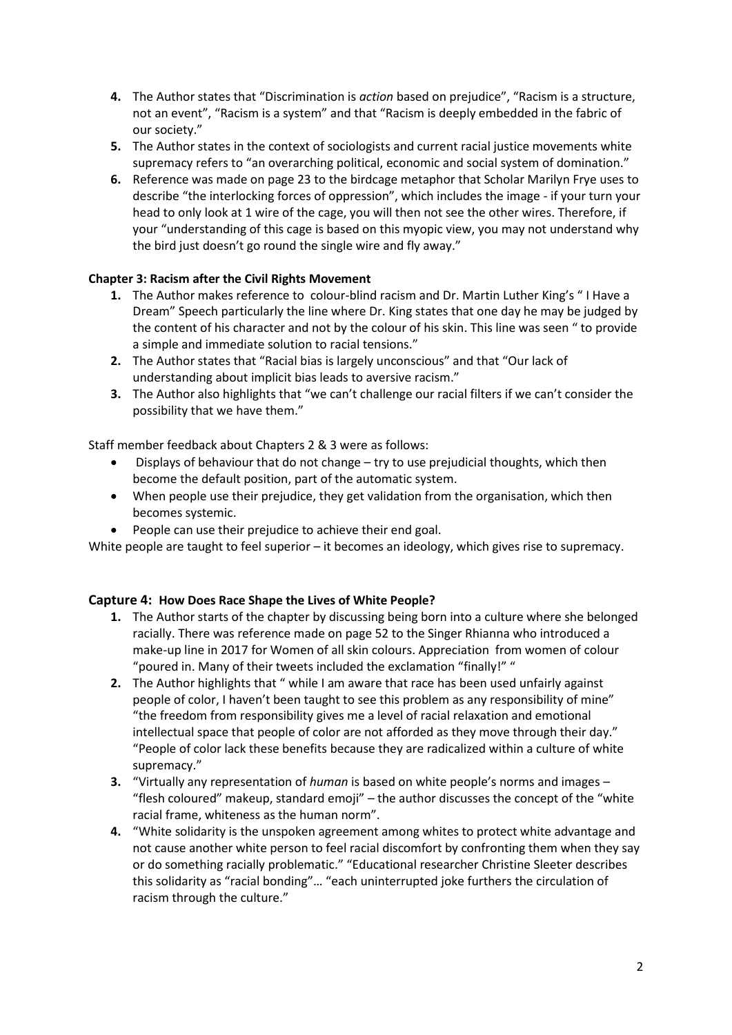4. The Author states that "Discrimination is *action* based on prejudice", "Racism is a structure, not an event", "Racism is a system" and that "Racism is deeply embedded in the fabric of our society."
5. The Author states in the context of sociologists and current racial justice movements white supremacy refers to "an overarching political, economic and social system of domination."
6. Reference was made on page 23 to the birdcage metaphor that Scholar Marilyn Frye uses to describe "the interlocking forces of oppression", which includes the image - if your turn your head to only look at 1 wire of the cage, you will then not see the other wires. Therefore, if your "understanding of this cage is based on this myopic view, you may not understand why the bird just doesn't go round the single wire and fly away."

**Chapter 3: Racism after the Civil Rights Movement**

1. The Author makes reference to colour-blind racism and Dr. Martin Luther King's " I Have a Dream" Speech particularly the line where Dr. King states that one day he may be judged by the content of his character and not by the colour of his skin. This line was seen " to provide a simple and immediate solution to racial tensions."
2. The Author states that "Racial bias is largely unconscious" and that "Our lack of understanding about implicit bias leads to aversive racism."
3. The Author also highlights that "we can't challenge our racial filters if we can't consider the possibility that we have them."

Staff member feedback about Chapters 2 & 3 were as follows:

- Displays of behaviour that do not change – try to use prejudicial thoughts, which then become the default position, part of the automatic system.
- When people use their prejudice, they get validation from the organisation, which then becomes systemic.
- People can use their prejudice to achieve their end goal.

White people are taught to feel superior – it becomes an ideology, which gives rise to supremacy.

**Capture 4: How Does Race Shape the Lives of White People?**

1. The Author starts of the chapter by discussing being born into a culture where she belonged racially. There was reference made on page 52 to the Singer Rhianna who introduced a make-up line in 2017 for Women of all skin colours. Appreciation from women of colour "poured in. Many of their tweets included the exclamation "finally!" "
2. The Author highlights that " while I am aware that race has been used unfairly against people of color, I haven't been taught to see this problem as any responsibility of mine" "the freedom from responsibility gives me a level of racial relaxation and emotional intellectual space that people of color are not afforded as they move through their day." "People of color lack these benefits because they are radicalized within a culture of white supremacy."
3. "Virtually any representation of *human* is based on white people's norms and images – "flesh coloured" makeup, standard emoji" – the author discusses the concept of the "white racial frame, whiteness as the human norm".
4. "White solidarity is the unspoken agreement among whites to protect white advantage and not cause another white person to feel racial discomfort by confronting them when they say or do something racially problematic." "Educational researcher Christine Sleeter describes this solidarity as "racial bonding"… "each uninterrupted joke furthers the circulation of racism through the culture."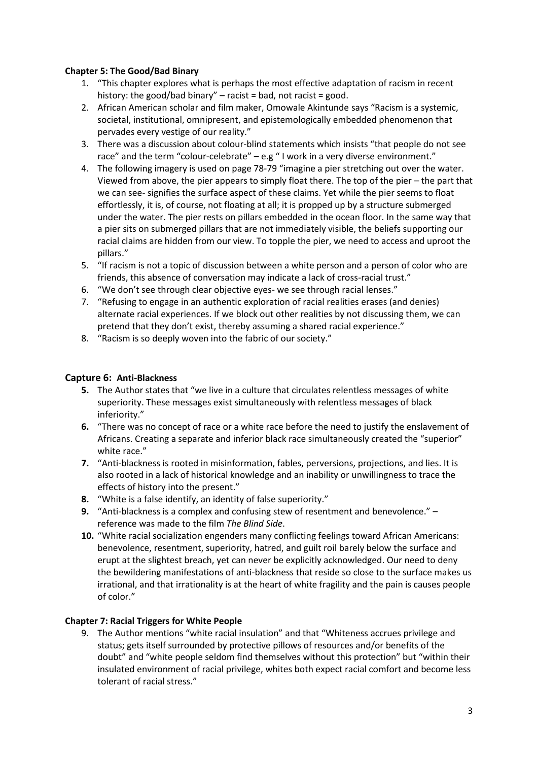**Chapter 5: The Good/Bad Binary**

1. "This chapter explores what is perhaps the most effective adaptation of racism in recent history: the good/bad binary" – racist = bad, not racist = good.
2. African American scholar and film maker, Omowale Akintunde says "Racism is a systemic, societal, institutional, omnipresent, and epistemologically embedded phenomenon that pervades every vestige of our reality."
3. There was a discussion about colour-blind statements which insists "that people do not see race" and the term "colour-celebrate" – e.g " I work in a very diverse environment."
4. The following imagery is used on page 78-79 "imagine a pier stretching out over the water. Viewed from above, the pier appears to simply float there. The top of the pier – the part that we can see- signifies the surface aspect of these claims. Yet while the pier seems to float effortlessly, it is, of course, not floating at all; it is propped up by a structure submerged under the water. The pier rests on pillars embedded in the ocean floor. In the same way that a pier sits on submerged pillars that are not immediately visible, the beliefs supporting our racial claims are hidden from our view. To topple the pier, we need to access and uproot the pillars."
5. "If racism is not a topic of discussion between a white person and a person of color who are friends, this absence of conversation may indicate a lack of cross-racial trust."
6. "We don't see through clear objective eyes- we see through racial lenses."
7. "Refusing to engage in an authentic exploration of racial realities erases (and denies) alternate racial experiences. If we block out other realities by not discussing them, we can pretend that they don't exist, thereby assuming a shared racial experience."
8. "Racism is so deeply woven into the fabric of our society."

**Capture 6: Anti-Blackness**

5. The Author states that "we live in a culture that circulates relentless messages of white superiority. These messages exist simultaneously with relentless messages of black inferiority."
6. "There was no concept of race or a white race before the need to justify the enslavement of Africans. Creating a separate and inferior black race simultaneously created the "superior" white race."
7. "Anti-blackness is rooted in misinformation, fables, perversions, projections, and lies. It is also rooted in a lack of historical knowledge and an inability or unwillingness to trace the effects of history into the present."
8. "White is a false identify, an identity of false superiority."
9. "Anti-blackness is a complex and confusing stew of resentment and benevolence." – reference was made to the film *The Blind Side*.
10. "White racial socialization engenders many conflicting feelings toward African Americans: benevolence, resentment, superiority, hatred, and guilt roil barely below the surface and erupt at the slightest breach, yet can never be explicitly acknowledged. Our need to deny the bewildering manifestations of anti-blackness that reside so close to the surface makes us irrational, and that irrationality is at the heart of white fragility and the pain is causes people of color."

**Chapter 7: Racial Triggers for White People**

9. The Author mentions "white racial insulation" and that "Whiteness accrues privilege and status; gets itself surrounded by protective pillows of resources and/or benefits of the doubt" and "white people seldom find themselves without this protection" but "within their insulated environment of racial privilege, whites both expect racial comfort and become less tolerant of racial stress."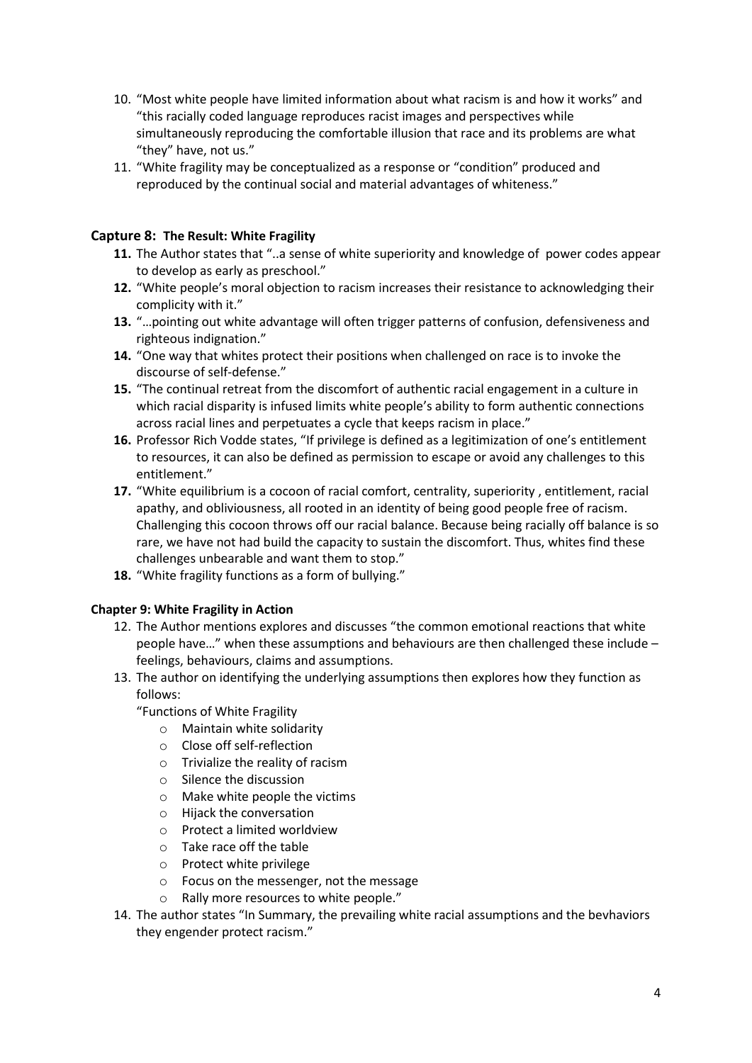10. "Most white people have limited information about what racism is and how it works" and "this racially coded language reproduces racist images and perspectives while simultaneously reproducing the comfortable illusion that race and its problems are what "they" have, not us."
11. "White fragility may be conceptualized as a response or "condition" produced and reproduced by the continual social and material advantages of whiteness."

## Capture 8: The Result: White Fragility

11. The Author states that "..a sense of white superiority and knowledge of power codes appear to develop as early as preschool."
12. "White people's moral objection to racism increases their resistance to acknowledging their complicity with it."
13. "…pointing out white advantage will often trigger patterns of confusion, defensiveness and righteous indignation."
14. "One way that whites protect their positions when challenged on race is to invoke the discourse of self-defense."
15. "The continual retreat from the discomfort of authentic racial engagement in a culture in which racial disparity is infused limits white people's ability to form authentic connections across racial lines and perpetuates a cycle that keeps racism in place."
16. Professor Rich Vodde states, "If privilege is defined as a legitimization of one's entitlement to resources, it can also be defined as permission to escape or avoid any challenges to this entitlement."
17. "White equilibrium is a cocoon of racial comfort, centrality, superiority , entitlement, racial apathy, and obliviousness, all rooted in an identity of being good people free of racism. Challenging this cocoon throws off our racial balance. Because being racially off balance is so rare, we have not had build the capacity to sustain the discomfort. Thus, whites find these challenges unbearable and want them to stop."
18. "White fragility functions as a form of bullying."

### Chapter 9: White Fragility in Action

12. The Author mentions explores and discusses "the common emotional reactions that white people have…" when these assumptions and behaviours are then challenged these include – feelings, behaviours, claims and assumptions.
13. The author on identifying the underlying assumptions then explores how they function as follows:

    "Functions of White Fragility

    - Maintain white solidarity
    - Close off self-reflection
    - Trivialize the reality of racism
    - Silence the discussion
    - Make white people the victims
    - Hijack the conversation
    - Protect a limited worldview
    - Take race off the table
    - Protect white privilege
    - Focus on the messenger, not the message
    - Rally more resources to white people."
14. The author states "In Summary, the prevailing white racial assumptions and the bevhaviors they engender protect racism."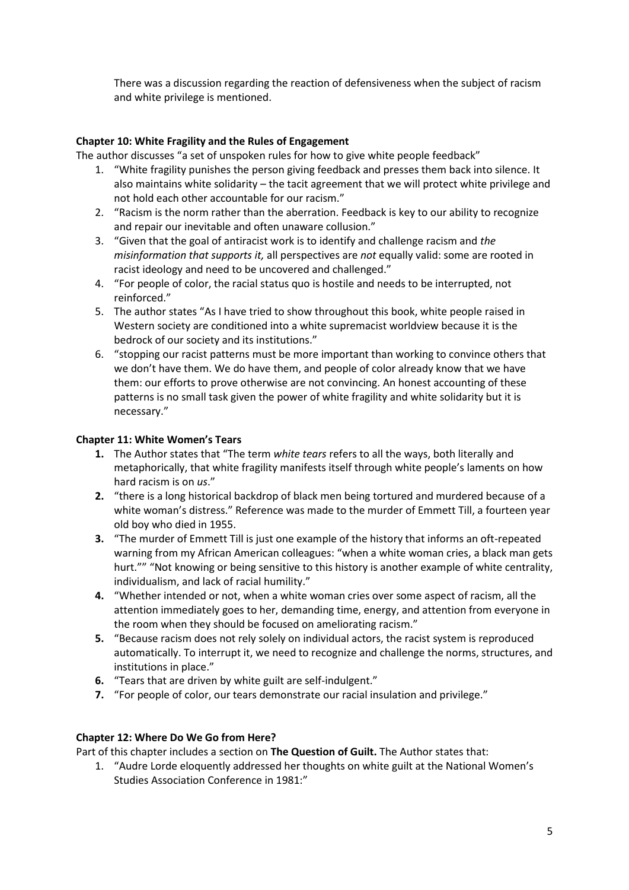There was a discussion regarding the reaction of defensiveness when the subject of racism and white privilege is mentioned.

**Chapter 10: White Fragility and the Rules of Engagement**

The author discusses "a set of unspoken rules for how to give white people feedback"

1. "White fragility punishes the person giving feedback and presses them back into silence. It also maintains white solidarity – the tacit agreement that we will protect white privilege and not hold each other accountable for our racism."
2. "Racism is the norm rather than the aberration. Feedback is key to our ability to recognize and repair our inevitable and often unaware collusion."
3. "Given that the goal of antiracist work is to identify and challenge racism and *the misinformation that supports it,* all perspectives are *not* equally valid: some are rooted in racist ideology and need to be uncovered and challenged."
4. "For people of color, the racial status quo is hostile and needs to be interrupted, not reinforced."
5. The author states "As I have tried to show throughout this book, white people raised in Western society are conditioned into a white supremacist worldview because it is the bedrock of our society and its institutions."
6. "stopping our racist patterns must be more important than working to convince others that we don't have them. We do have them, and people of color already know that we have them: our efforts to prove otherwise are not convincing. An honest accounting of these patterns is no small task given the power of white fragility and white solidarity but it is necessary."

**Chapter 11: White Women's Tears**

1. The Author states that "The term *white tears* refers to all the ways, both literally and metaphorically, that white fragility manifests itself through white people's laments on how hard racism is on *us*."
2. "there is a long historical backdrop of black men being tortured and murdered because of a white woman's distress." Reference was made to the murder of Emmett Till, a fourteen year old boy who died in 1955.
3. "The murder of Emmett Till is just one example of the history that informs an oft-repeated warning from my African American colleagues: "when a white woman cries, a black man gets hurt."" "Not knowing or being sensitive to this history is another example of white centrality, individualism, and lack of racial humility."
4. "Whether intended or not, when a white woman cries over some aspect of racism, all the attention immediately goes to her, demanding time, energy, and attention from everyone in the room when they should be focused on ameliorating racism."
5. "Because racism does not rely solely on individual actors, the racist system is reproduced automatically. To interrupt it, we need to recognize and challenge the norms, structures, and institutions in place."
6. "Tears that are driven by white guilt are self-indulgent."
7. "For people of color, our tears demonstrate our racial insulation and privilege."

**Chapter 12: Where Do We Go from Here?**

Part of this chapter includes a section on **The Question of Guilt.** The Author states that:

1. "Audre Lorde eloquently addressed her thoughts on white guilt at the National Women's Studies Association Conference in 1981:"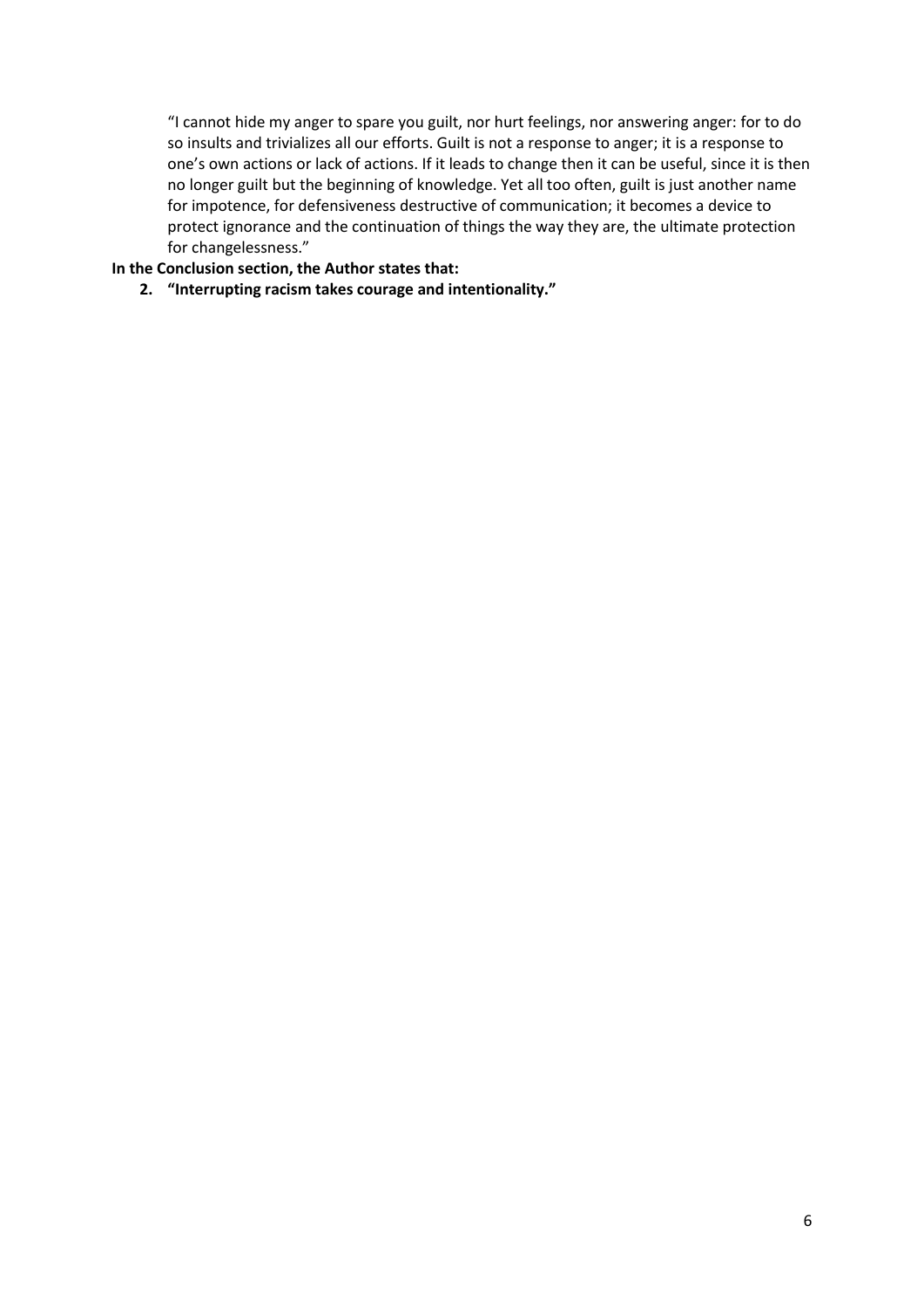> "I cannot hide my anger to spare you guilt, nor hurt feelings, nor answering anger: for to do so insults and trivializes all our efforts. Guilt is not a response to anger; it is a response to one's own actions or lack of actions. If it leads to change then it can be useful, since it is then no longer guilt but the beginning of knowledge. Yet all too often, guilt is just another name for impotence, for defensiveness destructive of communication; it becomes a device to protect ignorance and the continuation of things the way they are, the ultimate protection for changelessness."

**In the Conclusion section, the Author states that:**

2. **"Interrupting racism takes courage and intentionality."**